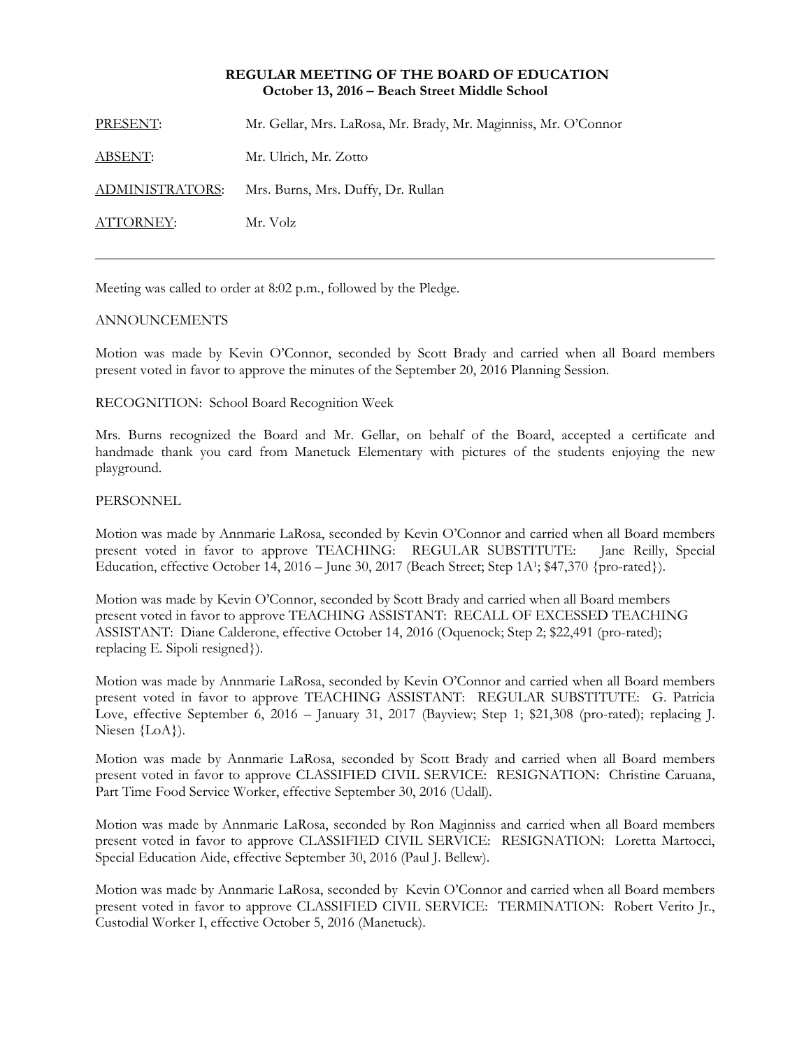**REGULAR MEETING OF THE BOARD OF EDUCATION**
**October 13, 2016 – Beach Street Middle School**

PRESENT: Mr. Gellar, Mrs. LaRosa, Mr. Brady, Mr. Maginniss, Mr. O'Connor

ABSENT: Mr. Ulrich, Mr. Zotto

ADMINISTRATORS: Mrs. Burns, Mrs. Duffy, Dr. Rullan

ATTORNEY: Mr. Volz

---

Meeting was called to order at 8:02 p.m., followed by the Pledge.

ANNOUNCEMENTS

Motion was made by Kevin O'Connor, seconded by Scott Brady and carried when all Board members present voted in favor to approve the minutes of the September 20, 2016 Planning Session.

RECOGNITION: School Board Recognition Week

Mrs. Burns recognized the Board and Mr. Gellar, on behalf of the Board, accepted a certificate and handmade thank you card from Manetuck Elementary with pictures of the students enjoying the new playground.

PERSONNEL

Motion was made by Annmarie LaRosa, seconded by Kevin O'Connor and carried when all Board members present voted in favor to approve TEACHING: REGULAR SUBSTITUTE: Jane Reilly, Special Education, effective October 14, 2016 – June 30, 2017 (Beach Street; Step 1A[1]; $47,370 {pro-rated}).

Motion was made by Kevin O'Connor, seconded by Scott Brady and carried when all Board members present voted in favor to approve TEACHING ASSISTANT: RECALL OF EXCESSED TEACHING ASSISTANT: Diane Calderone, effective October 14, 2016 (Oquenock; Step 2; $22,491 (pro-rated); replacing E. Sipoli resigned}).

Motion was made by Annmarie LaRosa, seconded by Kevin O'Connor and carried when all Board members present voted in favor to approve TEACHING ASSISTANT: REGULAR SUBSTITUTE: G. Patricia Love, effective September 6, 2016 – January 31, 2017 (Bayview; Step 1; $21,308 (pro-rated); replacing J. Niesen {LoA}).

Motion was made by Annmarie LaRosa, seconded by Scott Brady and carried when all Board members present voted in favor to approve CLASSIFIED CIVIL SERVICE: RESIGNATION: Christine Caruana, Part Time Food Service Worker, effective September 30, 2016 (Udall).

Motion was made by Annmarie LaRosa, seconded by Ron Maginniss and carried when all Board members present voted in favor to approve CLASSIFIED CIVIL SERVICE: RESIGNATION: Loretta Martocci, Special Education Aide, effective September 30, 2016 (Paul J. Bellew).

Motion was made by Annmarie LaRosa, seconded by Kevin O'Connor and carried when all Board members present voted in favor to approve CLASSIFIED CIVIL SERVICE: TERMINATION: Robert Verito Jr., Custodial Worker I, effective October 5, 2016 (Manetuck).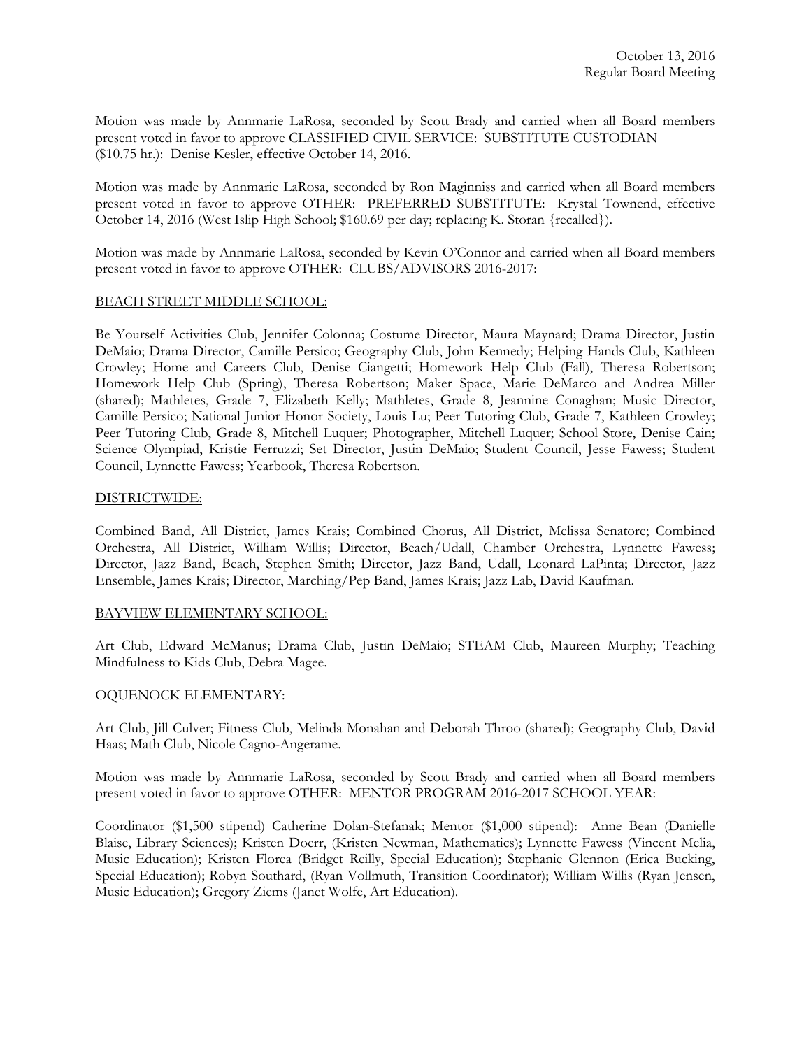Motion was made by Annmarie LaRosa, seconded by Scott Brady and carried when all Board members present voted in favor to approve CLASSIFIED CIVIL SERVICE: SUBSTITUTE CUSTODIAN ($10.75 hr.): Denise Kesler, effective October 14, 2016.

Motion was made by Annmarie LaRosa, seconded by Ron Maginniss and carried when all Board members present voted in favor to approve OTHER: PREFERRED SUBSTITUTE: Krystal Townend, effective October 14, 2016 (West Islip High School; $160.69 per day; replacing K. Storan {recalled}).

Motion was made by Annmarie LaRosa, seconded by Kevin O'Connor and carried when all Board members present voted in favor to approve OTHER: CLUBS/ADVISORS 2016-2017:

BEACH STREET MIDDLE SCHOOL:

Be Yourself Activities Club, Jennifer Colonna; Costume Director, Maura Maynard; Drama Director, Justin DeMaio; Drama Director, Camille Persico; Geography Club, John Kennedy; Helping Hands Club, Kathleen Crowley; Home and Careers Club, Denise Ciangetti; Homework Help Club (Fall), Theresa Robertson; Homework Help Club (Spring), Theresa Robertson; Maker Space, Marie DeMarco and Andrea Miller (shared); Mathletes, Grade 7, Elizabeth Kelly; Mathletes, Grade 8, Jeannine Conaghan; Music Director, Camille Persico; National Junior Honor Society, Louis Lu; Peer Tutoring Club, Grade 7, Kathleen Crowley; Peer Tutoring Club, Grade 8, Mitchell Luquer; Photographer, Mitchell Luquer; School Store, Denise Cain; Science Olympiad, Kristie Ferruzzi; Set Director, Justin DeMaio; Student Council, Jesse Fawess; Student Council, Lynnette Fawess; Yearbook, Theresa Robertson.

DISTRICTWIDE:

Combined Band, All District, James Krais; Combined Chorus, All District, Melissa Senatore; Combined Orchestra, All District, William Willis; Director, Beach/Udall, Chamber Orchestra, Lynnette Fawess; Director, Jazz Band, Beach, Stephen Smith; Director, Jazz Band, Udall, Leonard LaPinta; Director, Jazz Ensemble, James Krais; Director, Marching/Pep Band, James Krais; Jazz Lab, David Kaufman.

BAYVIEW ELEMENTARY SCHOOL:

Art Club, Edward McManus; Drama Club, Justin DeMaio; STEAM Club, Maureen Murphy; Teaching Mindfulness to Kids Club, Debra Magee.

OQUENOCK ELEMENTARY:

Art Club, Jill Culver; Fitness Club, Melinda Monahan and Deborah Throo (shared); Geography Club, David Haas; Math Club, Nicole Cagno-Angerame.

Motion was made by Annmarie LaRosa, seconded by Scott Brady and carried when all Board members present voted in favor to approve OTHER: MENTOR PROGRAM 2016-2017 SCHOOL YEAR:

Coordinator ($1,500 stipend) Catherine Dolan-Stefanak; Mentor ($1,000 stipend): Anne Bean (Danielle Blaise, Library Sciences); Kristen Doerr, (Kristen Newman, Mathematics); Lynnette Fawess (Vincent Melia, Music Education); Kristen Florea (Bridget Reilly, Special Education); Stephanie Glennon (Erica Bucking, Special Education); Robyn Southard, (Ryan Vollmuth, Transition Coordinator); William Willis (Ryan Jensen, Music Education); Gregory Ziems (Janet Wolfe, Art Education).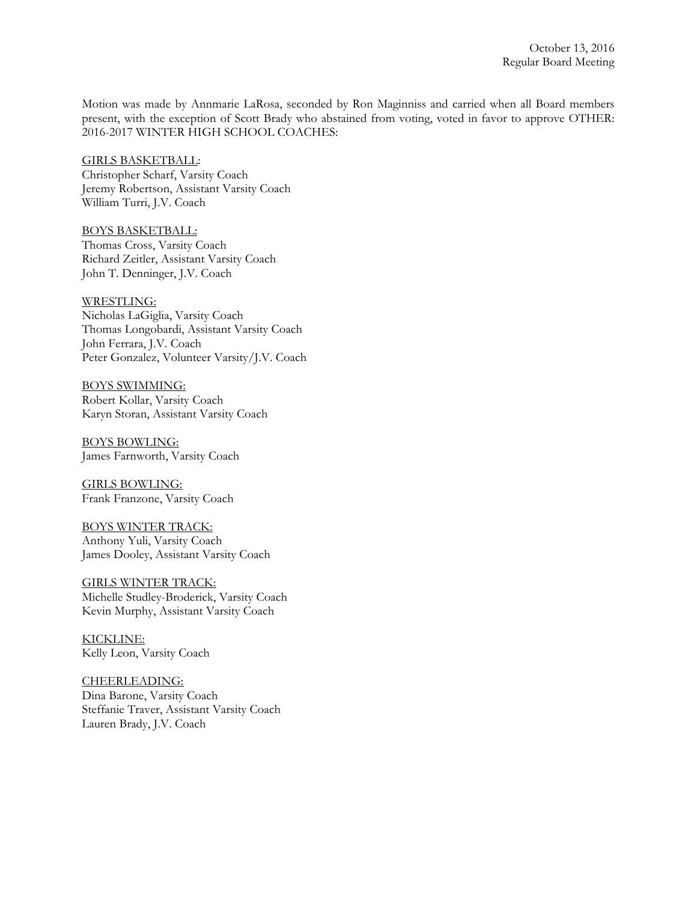Motion was made by Annmarie LaRosa, seconded by Ron Maginniss and carried when all Board members present, with the exception of Scott Brady who abstained from voting, voted in favor to approve OTHER: 2016-2017 WINTER HIGH SCHOOL COACHES:

GIRLS BASKETBALL:
Christopher Scharf, Varsity Coach
Jeremy Robertson, Assistant Varsity Coach
William Turri, J.V. Coach

BOYS BASKETBALL:
Thomas Cross, Varsity Coach
Richard Zeitler, Assistant Varsity Coach
John T. Denninger, J.V. Coach

WRESTLING:
Nicholas LaGiglia, Varsity Coach
Thomas Longobardi, Assistant Varsity Coach
John Ferrara, J.V. Coach
Peter Gonzalez, Volunteer Varsity/J.V. Coach

BOYS SWIMMING:
Robert Kollar, Varsity Coach
Karyn Storan, Assistant Varsity Coach

BOYS BOWLING:
James Farnworth, Varsity Coach

GIRLS BOWLING:
Frank Franzone, Varsity Coach

BOYS WINTER TRACK:
Anthony Yuli, Varsity Coach
James Dooley, Assistant Varsity Coach

GIRLS WINTER TRACK:
Michelle Studley-Broderick, Varsity Coach
Kevin Murphy, Assistant Varsity Coach

KICKLINE:
Kelly Leon, Varsity Coach

CHEERLEADING:
Dina Barone, Varsity Coach
Steffanie Traver, Assistant Varsity Coach
Lauren Brady, J.V. Coach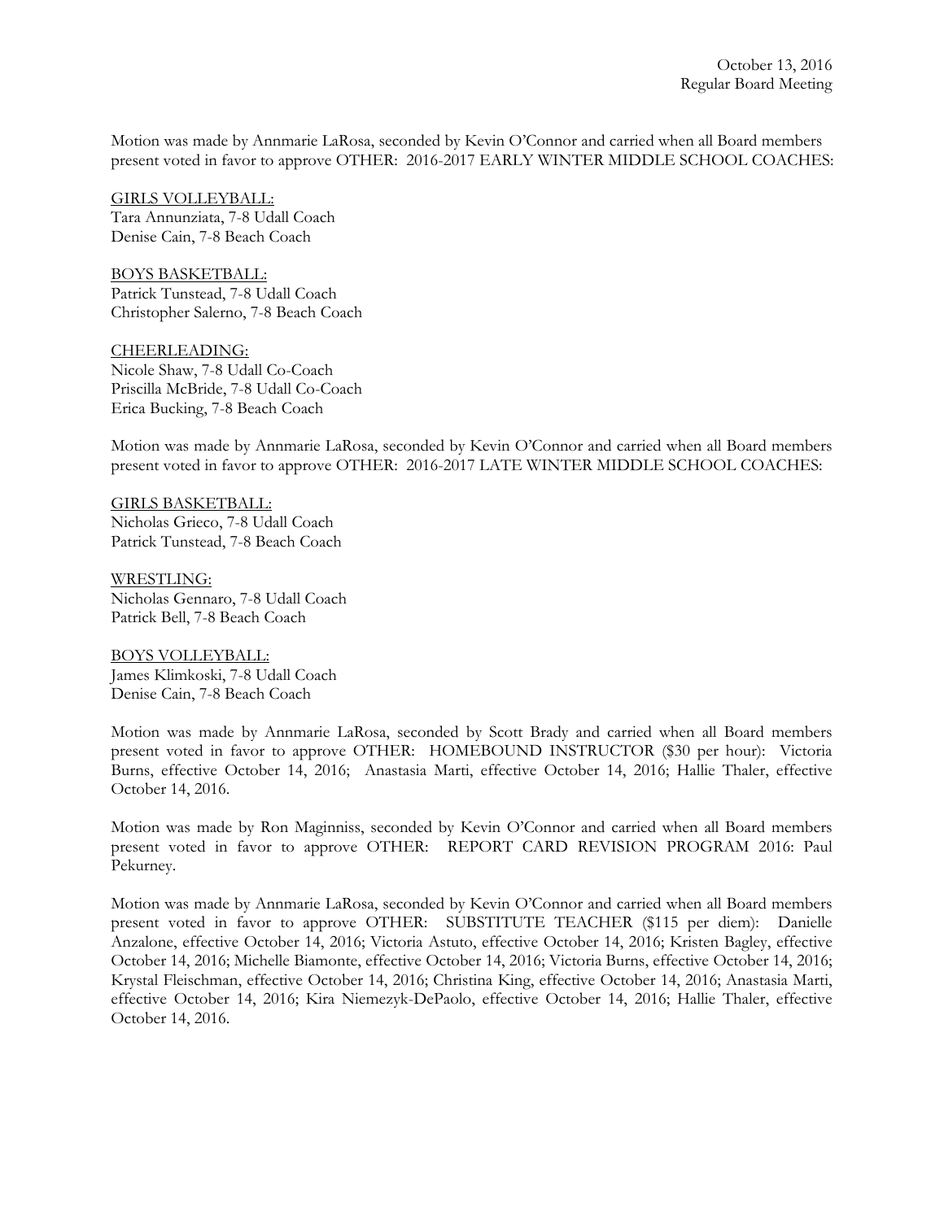Motion was made by Annmarie LaRosa, seconded by Kevin O'Connor and carried when all Board members present voted in favor to approve OTHER: 2016-2017 EARLY WINTER MIDDLE SCHOOL COACHES:

GIRLS VOLLEYBALL:
Tara Annunziata, 7-8 Udall Coach
Denise Cain, 7-8 Beach Coach

BOYS BASKETBALL:
Patrick Tunstead, 7-8 Udall Coach
Christopher Salerno, 7-8 Beach Coach

CHEERLEADING:
Nicole Shaw, 7-8 Udall Co-Coach
Priscilla McBride, 7-8 Udall Co-Coach
Erica Bucking, 7-8 Beach Coach

Motion was made by Annmarie LaRosa, seconded by Kevin O'Connor and carried when all Board members present voted in favor to approve OTHER: 2016-2017 LATE WINTER MIDDLE SCHOOL COACHES:

GIRLS BASKETBALL:
Nicholas Grieco, 7-8 Udall Coach
Patrick Tunstead, 7-8 Beach Coach

WRESTLING:
Nicholas Gennaro, 7-8 Udall Coach
Patrick Bell, 7-8 Beach Coach

BOYS VOLLEYBALL:
James Klimkoski, 7-8 Udall Coach
Denise Cain, 7-8 Beach Coach

Motion was made by Annmarie LaRosa, seconded by Scott Brady and carried when all Board members present voted in favor to approve OTHER: HOMEBOUND INSTRUCTOR ($30 per hour): Victoria Burns, effective October 14, 2016; Anastasia Marti, effective October 14, 2016; Hallie Thaler, effective October 14, 2016.

Motion was made by Ron Maginniss, seconded by Kevin O'Connor and carried when all Board members present voted in favor to approve OTHER: REPORT CARD REVISION PROGRAM 2016: Paul Pekurney.

Motion was made by Annmarie LaRosa, seconded by Kevin O'Connor and carried when all Board members present voted in favor to approve OTHER: SUBSTITUTE TEACHER ($115 per diem): Danielle Anzalone, effective October 14, 2016; Victoria Astuto, effective October 14, 2016; Kristen Bagley, effective October 14, 2016; Michelle Biamonte, effective October 14, 2016; Victoria Burns, effective October 14, 2016; Krystal Fleischman, effective October 14, 2016; Christina King, effective October 14, 2016; Anastasia Marti, effective October 14, 2016; Kira Niemezyk-DePaolo, effective October 14, 2016; Hallie Thaler, effective October 14, 2016.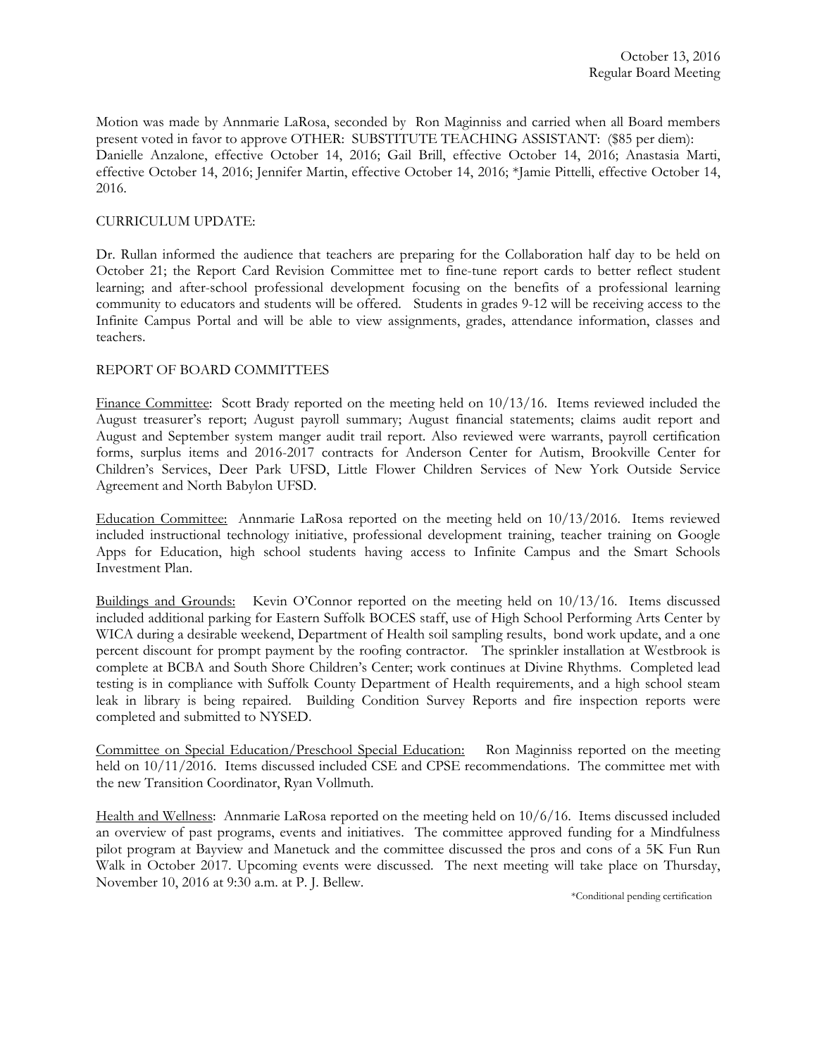Motion was made by Annmarie LaRosa, seconded by Ron Maginniss and carried when all Board members present voted in favor to approve OTHER: SUBSTITUTE TEACHING ASSISTANT: ($85 per diem): Danielle Anzalone, effective October 14, 2016; Gail Brill, effective October 14, 2016; Anastasia Marti, effective October 14, 2016; Jennifer Martin, effective October 14, 2016; *Jamie Pittelli, effective October 14, 2016.

CURRICULUM UPDATE:

Dr. Rullan informed the audience that teachers are preparing for the Collaboration half day to be held on October 21; the Report Card Revision Committee met to fine-tune report cards to better reflect student learning; and after-school professional development focusing on the benefits of a professional learning community to educators and students will be offered. Students in grades 9-12 will be receiving access to the Infinite Campus Portal and will be able to view assignments, grades, attendance information, classes and teachers.

REPORT OF BOARD COMMITTEES

Finance Committee: Scott Brady reported on the meeting held on 10/13/16. Items reviewed included the August treasurer's report; August payroll summary; August financial statements; claims audit report and August and September system manger audit trail report. Also reviewed were warrants, payroll certification forms, surplus items and 2016-2017 contracts for Anderson Center for Autism, Brookville Center for Children's Services, Deer Park UFSD, Little Flower Children Services of New York Outside Service Agreement and North Babylon UFSD.

Education Committee: Annmarie LaRosa reported on the meeting held on 10/13/2016. Items reviewed included instructional technology initiative, professional development training, teacher training on Google Apps for Education, high school students having access to Infinite Campus and the Smart Schools Investment Plan.

Buildings and Grounds: Kevin O'Connor reported on the meeting held on 10/13/16. Items discussed included additional parking for Eastern Suffolk BOCES staff, use of High School Performing Arts Center by WICA during a desirable weekend, Department of Health soil sampling results, bond work update, and a one percent discount for prompt payment by the roofing contractor. The sprinkler installation at Westbrook is complete at BCBA and South Shore Children's Center; work continues at Divine Rhythms. Completed lead testing is in compliance with Suffolk County Department of Health requirements, and a high school steam leak in library is being repaired. Building Condition Survey Reports and fire inspection reports were completed and submitted to NYSED.

Committee on Special Education/Preschool Special Education: Ron Maginniss reported on the meeting held on 10/11/2016. Items discussed included CSE and CPSE recommendations. The committee met with the new Transition Coordinator, Ryan Vollmuth.

Health and Wellness: Annmarie LaRosa reported on the meeting held on 10/6/16. Items discussed included an overview of past programs, events and initiatives. The committee approved funding for a Mindfulness pilot program at Bayview and Manetuck and the committee discussed the pros and cons of a 5K Fun Run Walk in October 2017. Upcoming events were discussed. The next meeting will take place on Thursday, November 10, 2016 at 9:30 a.m. at P. J. Bellew.

*Conditional pending certification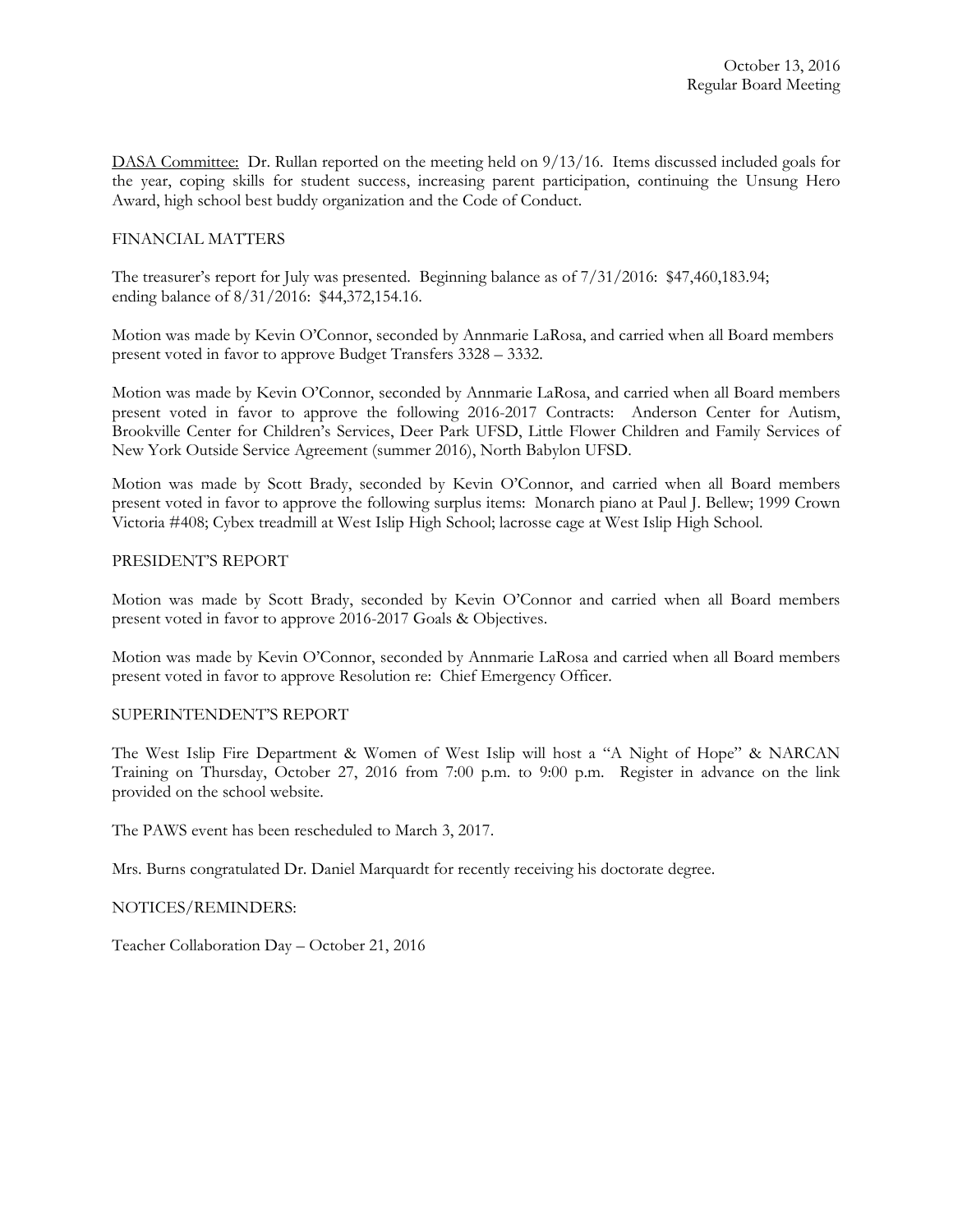DASA Committee: Dr. Rullan reported on the meeting held on 9/13/16. Items discussed included goals for the year, coping skills for student success, increasing parent participation, continuing the Unsung Hero Award, high school best buddy organization and the Code of Conduct.

FINANCIAL MATTERS

The treasurer's report for July was presented. Beginning balance as of 7/31/2016: $47,460,183.94; ending balance of 8/31/2016: $44,372,154.16.

Motion was made by Kevin O'Connor, seconded by Annmarie LaRosa, and carried when all Board members present voted in favor to approve Budget Transfers 3328 – 3332.

Motion was made by Kevin O'Connor, seconded by Annmarie LaRosa, and carried when all Board members present voted in favor to approve the following 2016-2017 Contracts: Anderson Center for Autism, Brookville Center for Children's Services, Deer Park UFSD, Little Flower Children and Family Services of New York Outside Service Agreement (summer 2016), North Babylon UFSD.

Motion was made by Scott Brady, seconded by Kevin O'Connor, and carried when all Board members present voted in favor to approve the following surplus items: Monarch piano at Paul J. Bellew; 1999 Crown Victoria #408; Cybex treadmill at West Islip High School; lacrosse cage at West Islip High School.

PRESIDENT'S REPORT

Motion was made by Scott Brady, seconded by Kevin O'Connor and carried when all Board members present voted in favor to approve 2016-2017 Goals & Objectives.

Motion was made by Kevin O'Connor, seconded by Annmarie LaRosa and carried when all Board members present voted in favor to approve Resolution re: Chief Emergency Officer.

SUPERINTENDENT'S REPORT

The West Islip Fire Department & Women of West Islip will host a "A Night of Hope" & NARCAN Training on Thursday, October 27, 2016 from 7:00 p.m. to 9:00 p.m. Register in advance on the link provided on the school website.

The PAWS event has been rescheduled to March 3, 2017.

Mrs. Burns congratulated Dr. Daniel Marquardt for recently receiving his doctorate degree.

NOTICES/REMINDERS:

Teacher Collaboration Day – October 21, 2016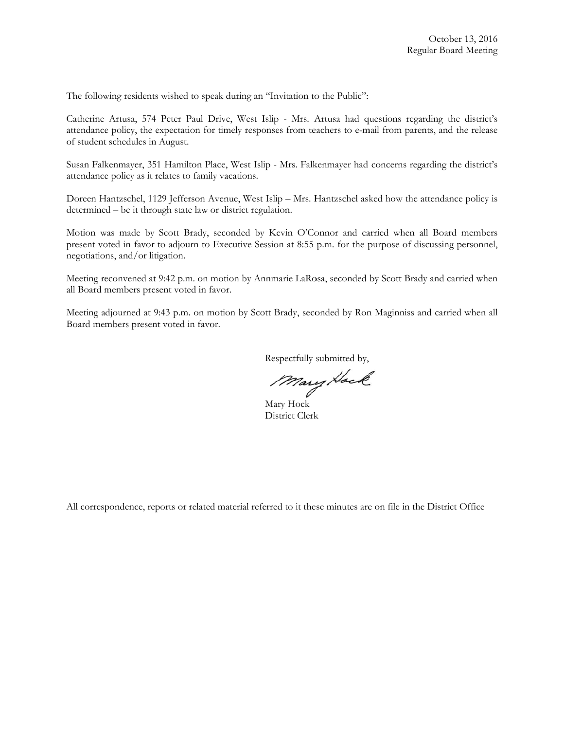The following residents wished to speak during an "Invitation to the Public":

Catherine Artusa, 574 Peter Paul Drive, West Islip - Mrs. Artusa had questions regarding the district's attendance policy, the expectation for timely responses from teachers to e-mail from parents, and the release of student schedules in August.

Susan Falkenmayer, 351 Hamilton Place, West Islip - Mrs. Falkenmayer had concerns regarding the district's attendance policy as it relates to family vacations.

Doreen Hantzschel, 1129 Jefferson Avenue, West Islip – Mrs. Hantzschel asked how the attendance policy is determined – be it through state law or district regulation.

Motion was made by Scott Brady, seconded by Kevin O'Connor and carried when all Board members present voted in favor to adjourn to Executive Session at 8:55 p.m. for the purpose of discussing personnel, negotiations, and/or litigation.

Meeting reconvened at 9:42 p.m. on motion by Annmarie LaRosa, seconded by Scott Brady and carried when all Board members present voted in favor.

Meeting adjourned at 9:43 p.m. on motion by Scott Brady, seconded by Ron Maginniss and carried when all Board members present voted in favor.

Respectfully submitted by,

Mary Hock

Mary Hock
District Clerk

All correspondence, reports or related material referred to it these minutes are on file in the District Office